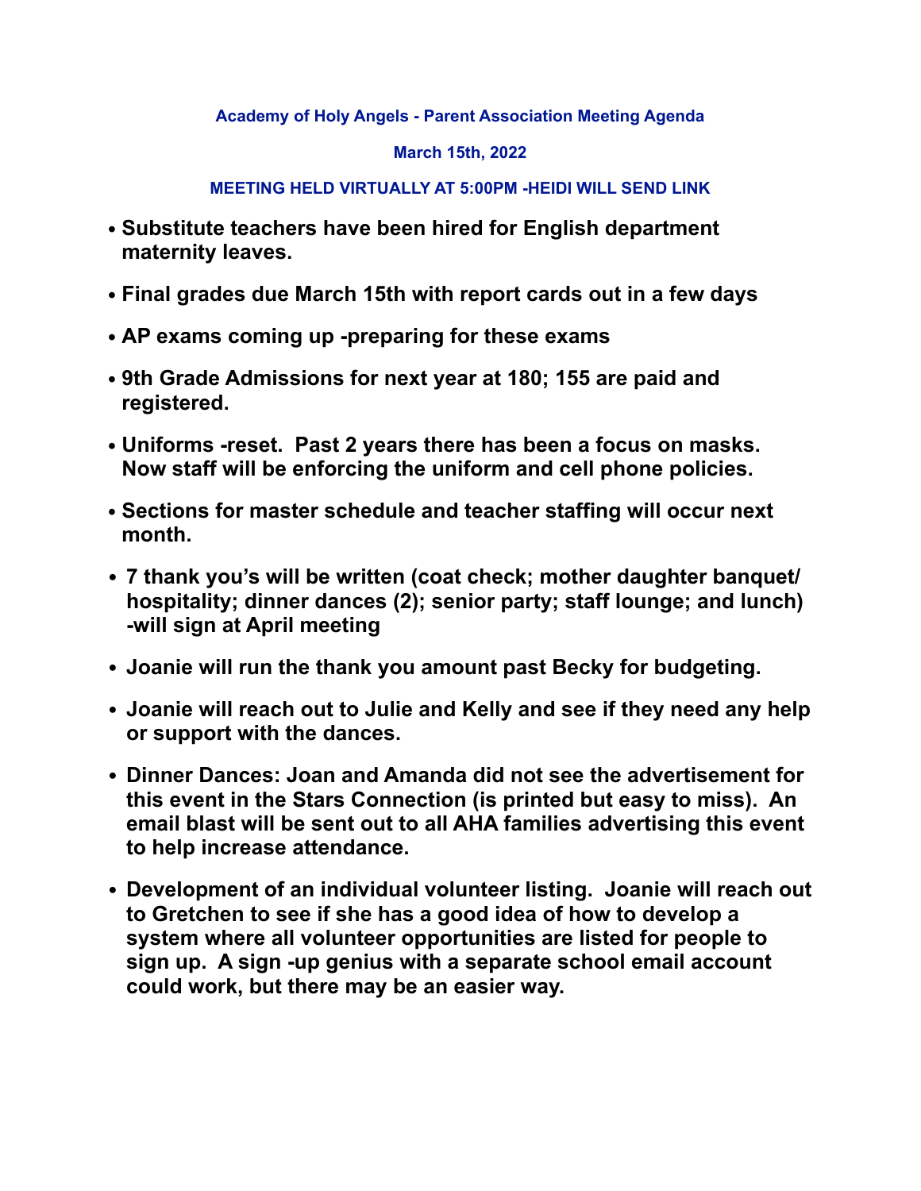**Academy of Holy Angels - Parent Association Meeting Agenda**

**March 15th, 2022**

**MEETING HELD VIRTUALLY AT 5:00PM -HEIDI WILL SEND LINK**

- **Substitute teachers have been hired for English department maternity leaves.**
- **Final grades due March 15th with report cards out in a few days**
- **AP exams coming up -preparing for these exams**
- **9th Grade Admissions for next year at 180; 155 are paid and registered.**
- **Uniforms -reset. Past 2 years there has been a focus on masks. Now staff will be enforcing the uniform and cell phone policies.**
- **Sections for master schedule and teacher staffing will occur next month.**
- **7 thank you's will be written (coat check; mother daughter banquet/ hospitality; dinner dances (2); senior party; staff lounge; and lunch) -will sign at April meeting**
- **Joanie will run the thank you amount past Becky for budgeting.**
- **Joanie will reach out to Julie and Kelly and see if they need any help or support with the dances.**
- **Dinner Dances: Joan and Amanda did not see the advertisement for this event in the Stars Connection (is printed but easy to miss). An email blast will be sent out to all AHA families advertising this event to help increase attendance.**
- **Development of an individual volunteer listing. Joanie will reach out to Gretchen to see if she has a good idea of how to develop a system where all volunteer opportunities are listed for people to sign up. A sign -up genius with a separate school email account could work, but there may be an easier way.**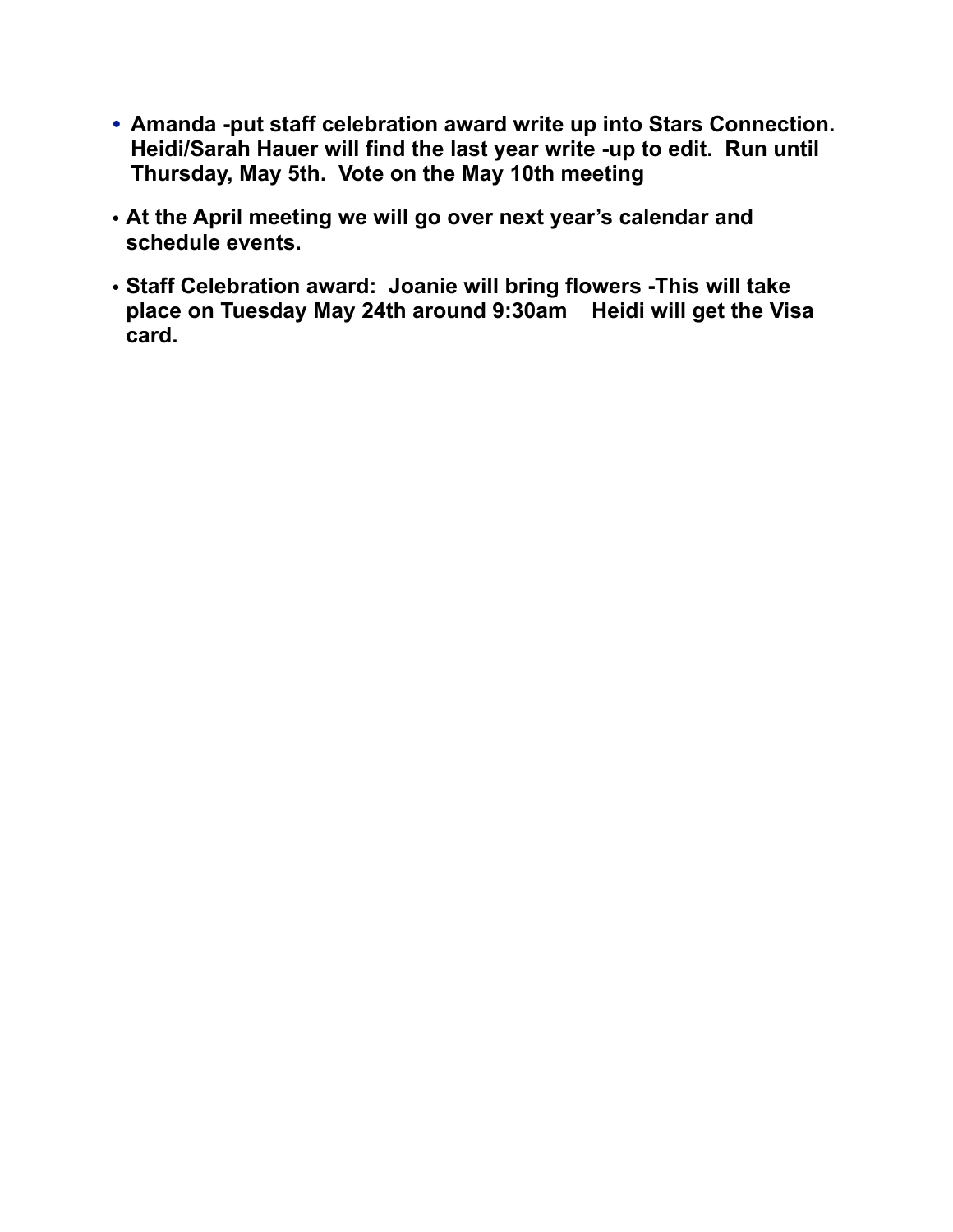- **Amanda -put staff celebration award write up into Stars Connection. Heidi/Sarah Hauer will find the last year write -up to edit. Run until Thursday, May 5th. Vote on the May 10th meeting**
- **At the April meeting we will go over next year's calendar and schedule events.**
- **Staff Celebration award: Joanie will bring flowers -This will take place on Tuesday May 24th around 9:30am Heidi will get the Visa card.**